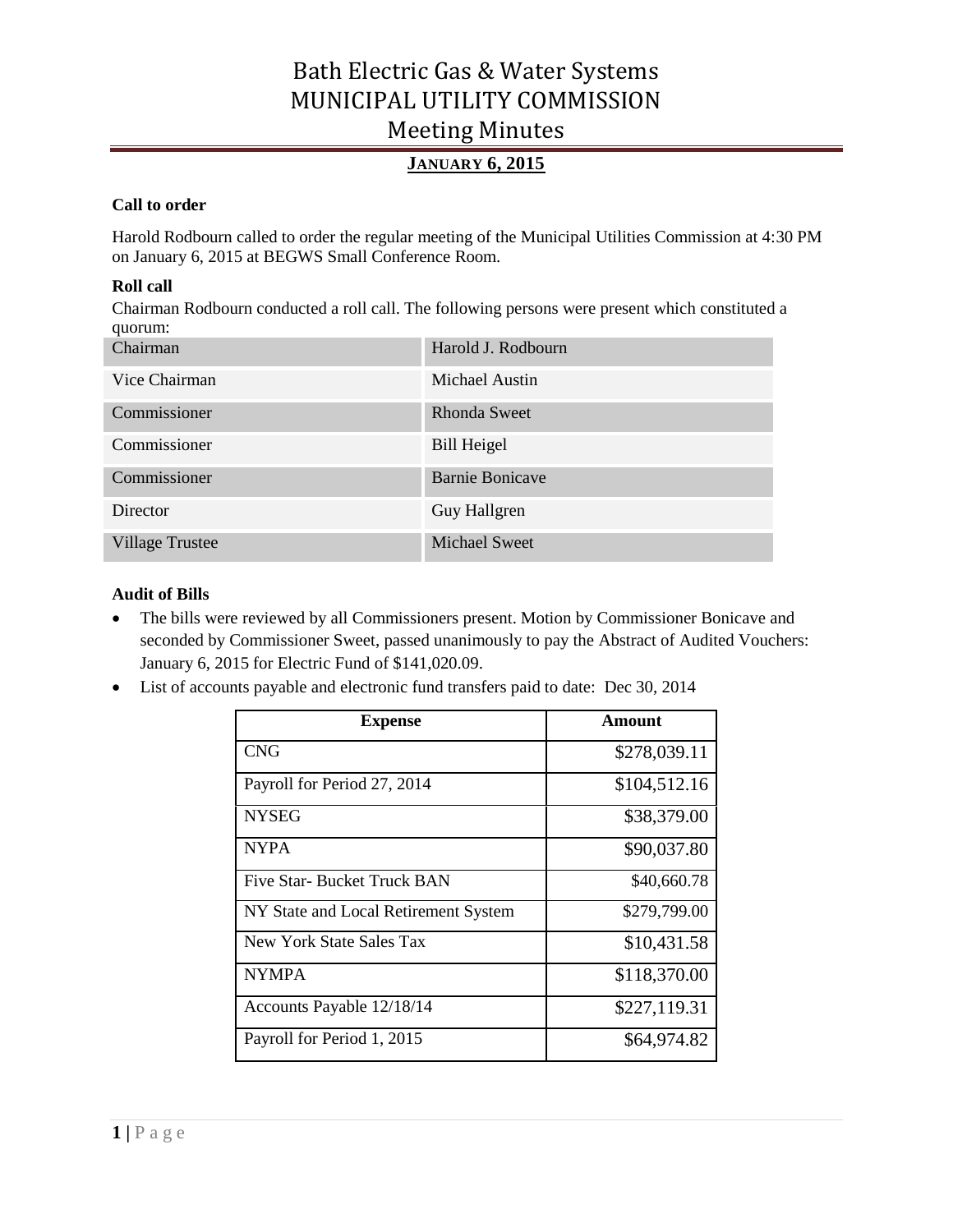# Bath Electric Gas & Water Systems
# MUNICIPAL UTILITY COMMISSION
# Meeting Minutes

## JANUARY 6, 2015

### Call to order

Harold Rodbourn called to order the regular meeting of the Municipal Utilities Commission at 4:30 PM on January 6, 2015 at BEGWS Small Conference Room.

### Roll call

Chairman Rodbourn conducted a roll call. The following persons were present which constituted a quorum:

| | |
|---|---|
| Chairman | Harold J. Rodbourn |
| Vice Chairman | Michael Austin |
| Commissioner | Rhonda Sweet |
| Commissioner | Bill Heigel |
| Commissioner | Barnie Bonicave |
| Director | Guy Hallgren |
| Village Trustee | Michael Sweet |

### Audit of Bills

- The bills were reviewed by all Commissioners present. Motion by Commissioner Bonicave and seconded by Commissioner Sweet, passed unanimously to pay the Abstract of Audited Vouchers: January 6, 2015 for Electric Fund of $141,020.09.
- List of accounts payable and electronic fund transfers paid to date: Dec 30, 2014

| Expense | Amount |
|---|---:|
| CNG | $278,039.11 |
| Payroll for Period 27, 2014 | $104,512.16 |
| NYSEG | $38,379.00 |
| NYPA | $90,037.80 |
| Five Star- Bucket Truck BAN | $40,660.78 |
| NY State and Local Retirement System | $279,799.00 |
| New York State Sales Tax | $10,431.58 |
| NYMPA | $118,370.00 |
| Accounts Payable 12/18/14 | $227,119.31 |
| Payroll for Period 1, 2015 | $64,974.82 |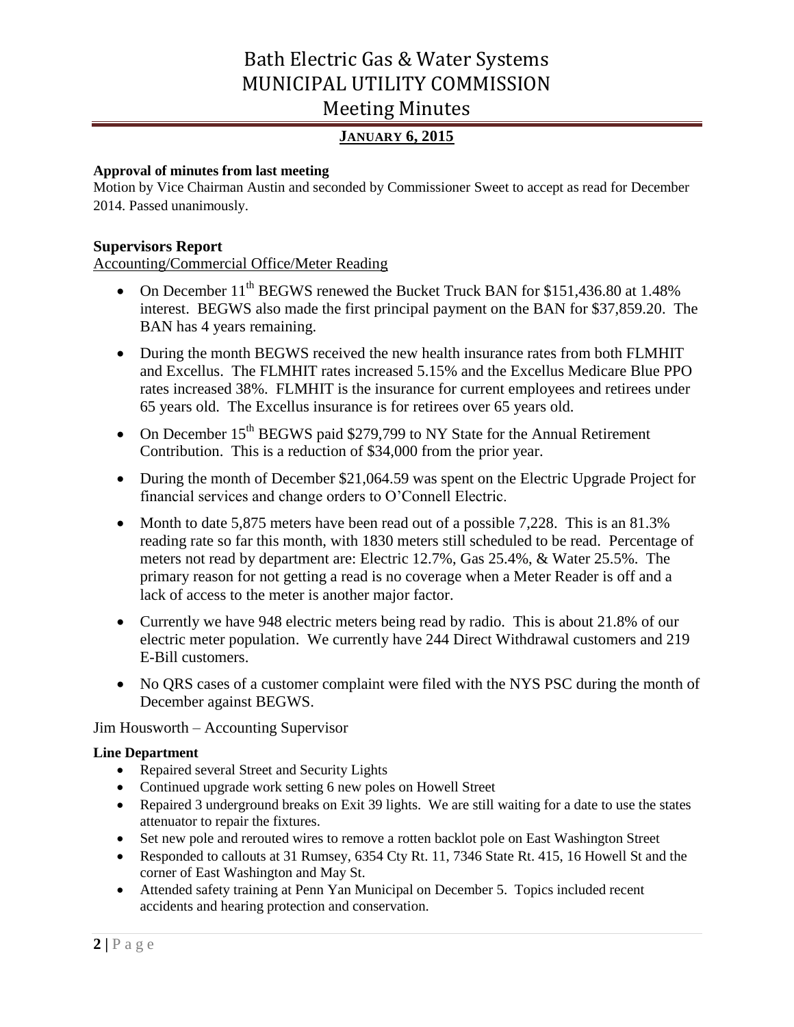# Bath Electric Gas & Water Systems
# MUNICIPAL UTILITY COMMISSION
# Meeting Minutes

**JANUARY 6, 2015**

**Approval of minutes from last meeting**

Motion by Vice Chairman Austin and seconded by Commissioner Sweet to accept as read for December 2014. Passed unanimously.

## Supervisors Report

Accounting/Commercial Office/Meter Reading

- On December 11th BEGWS renewed the Bucket Truck BAN for $151,436.80 at 1.48% interest. BEGWS also made the first principal payment on the BAN for $37,859.20. The BAN has 4 years remaining.
- During the month BEGWS received the new health insurance rates from both FLMHIT and Excellus. The FLMHIT rates increased 5.15% and the Excellus Medicare Blue PPO rates increased 38%. FLMHIT is the insurance for current employees and retirees under 65 years old. The Excellus insurance is for retirees over 65 years old.
- On December 15th BEGWS paid $279,799 to NY State for the Annual Retirement Contribution. This is a reduction of $34,000 from the prior year.
- During the month of December $21,064.59 was spent on the Electric Upgrade Project for financial services and change orders to O'Connell Electric.
- Month to date 5,875 meters have been read out of a possible 7,228. This is an 81.3% reading rate so far this month, with 1830 meters still scheduled to be read. Percentage of meters not read by department are: Electric 12.7%, Gas 25.4%, & Water 25.5%. The primary reason for not getting a read is no coverage when a Meter Reader is off and a lack of access to the meter is another major factor.
- Currently we have 948 electric meters being read by radio. This is about 21.8% of our electric meter population. We currently have 244 Direct Withdrawal customers and 219 E-Bill customers.
- No QRS cases of a customer complaint were filed with the NYS PSC during the month of December against BEGWS.

Jim Housworth – Accounting Supervisor

**Line Department**

- Repaired several Street and Security Lights
- Continued upgrade work setting 6 new poles on Howell Street
- Repaired 3 underground breaks on Exit 39 lights. We are still waiting for a date to use the states attenuator to repair the fixtures.
- Set new pole and rerouted wires to remove a rotten backlot pole on East Washington Street
- Responded to callouts at 31 Rumsey, 6354 Cty Rt. 11, 7346 State Rt. 415, 16 Howell St and the corner of East Washington and May St.
- Attended safety training at Penn Yan Municipal on December 5. Topics included recent accidents and hearing protection and conservation.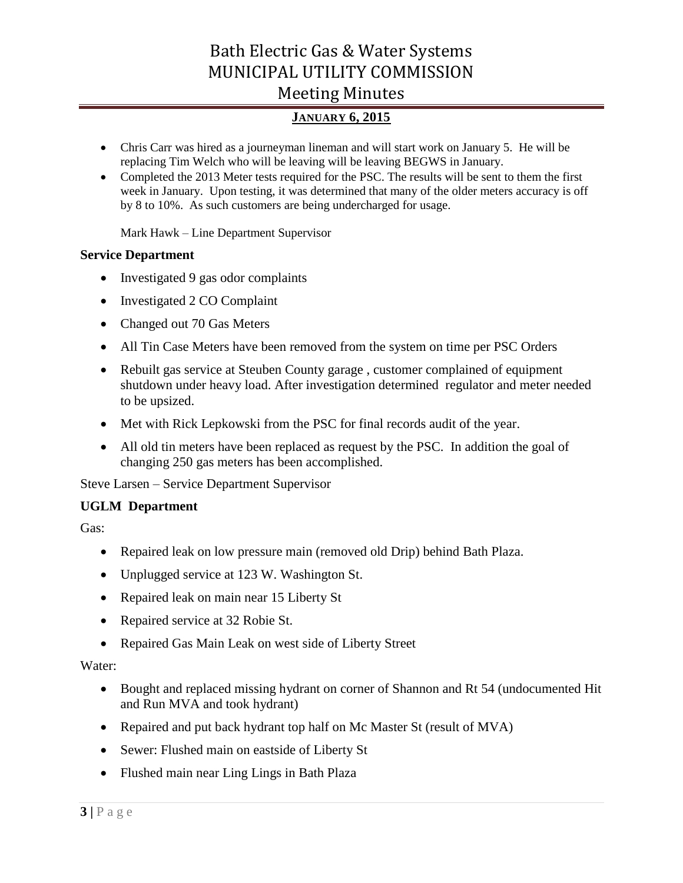- Chris Carr was hired as a journeyman lineman and will start work on January 5. He will be replacing Tim Welch who will be leaving will be leaving BEGWS in January.
- Completed the 2013 Meter tests required for the PSC. The results will be sent to them the first week in January. Upon testing, it was determined that many of the older meters accuracy is off by 8 to 10%. As such customers are being undercharged for usage.

  Mark Hawk – Line Department Supervisor

### Service Department

- Investigated 9 gas odor complaints
- Investigated 2 CO Complaint
- Changed out 70 Gas Meters
- All Tin Case Meters have been removed from the system on time per PSC Orders
- Rebuilt gas service at Steuben County garage , customer complained of equipment shutdown under heavy load. After investigation determined regulator and meter needed to be upsized.
- Met with Rick Lepkowski from the PSC for final records audit of the year.
- All old tin meters have been replaced as request by the PSC. In addition the goal of changing 250 gas meters has been accomplished.

Steve Larsen – Service Department Supervisor

### UGLM Department

Gas:

- Repaired leak on low pressure main (removed old Drip) behind Bath Plaza.
- Unplugged service at 123 W. Washington St.
- Repaired leak on main near 15 Liberty St
- Repaired service at 32 Robie St.
- Repaired Gas Main Leak on west side of Liberty Street

Water:

- Bought and replaced missing hydrant on corner of Shannon and Rt 54 (undocumented Hit and Run MVA and took hydrant)
- Repaired and put back hydrant top half on Mc Master St (result of MVA)
- Sewer: Flushed main on eastside of Liberty St
- Flushed main near Ling Lings in Bath Plaza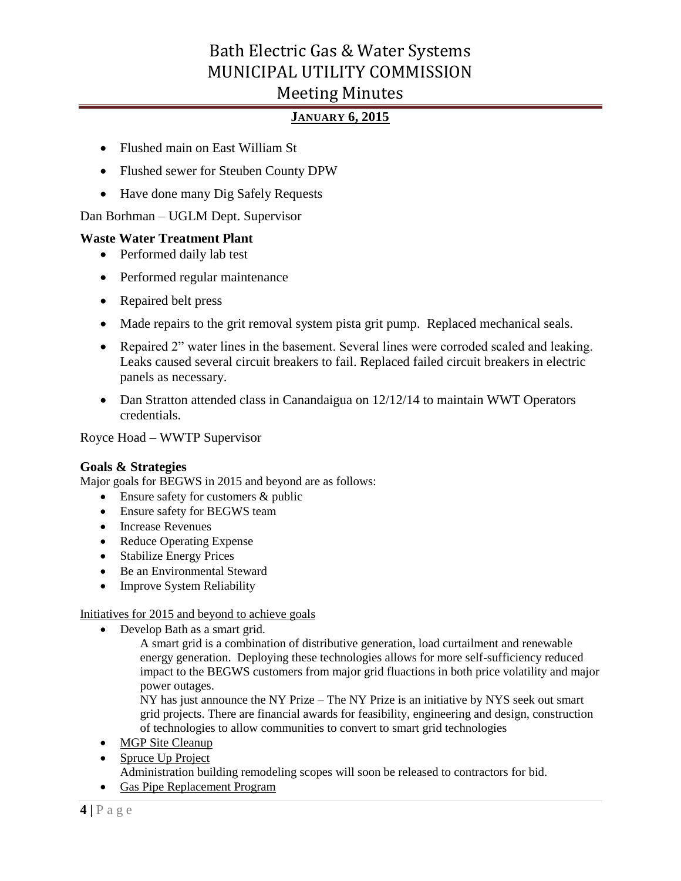- Flushed main on East William St
- Flushed sewer for Steuben County DPW
- Have done many Dig Safely Requests

Dan Borhman – UGLM Dept. Supervisor

### Waste Water Treatment Plant

- Performed daily lab test
- Performed regular maintenance
- Repaired belt press
- Made repairs to the grit removal system pista grit pump. Replaced mechanical seals.
- Repaired 2" water lines in the basement. Several lines were corroded scaled and leaking. Leaks caused several circuit breakers to fail. Replaced failed circuit breakers in electric panels as necessary.
- Dan Stratton attended class in Canandaigua on 12/12/14 to maintain WWT Operators credentials.

Royce Hoad – WWTP Supervisor

### Goals & Strategies

Major goals for BEGWS in 2015 and beyond are as follows:

- Ensure safety for customers & public
- Ensure safety for BEGWS team
- Increase Revenues
- Reduce Operating Expense
- Stabilize Energy Prices
- Be an Environmental Steward
- Improve System Reliability

Initiatives for 2015 and beyond to achieve goals

- Develop Bath as a smart grid.

  A smart grid is a combination of distributive generation, load curtailment and renewable energy generation. Deploying these technologies allows for more self-sufficiency reduced impact to the BEGWS customers from major grid fluactions in both price volatility and major power outages.

  NY has just announce the NY Prize – The NY Prize is an initiative by NYS seek out smart grid projects. There are financial awards for feasibility, engineering and design, construction of technologies to allow communities to convert to smart grid technologies
- MGP Site Cleanup
- Spruce Up Project

  Administration building remodeling scopes will soon be released to contractors for bid.
- Gas Pipe Replacement Program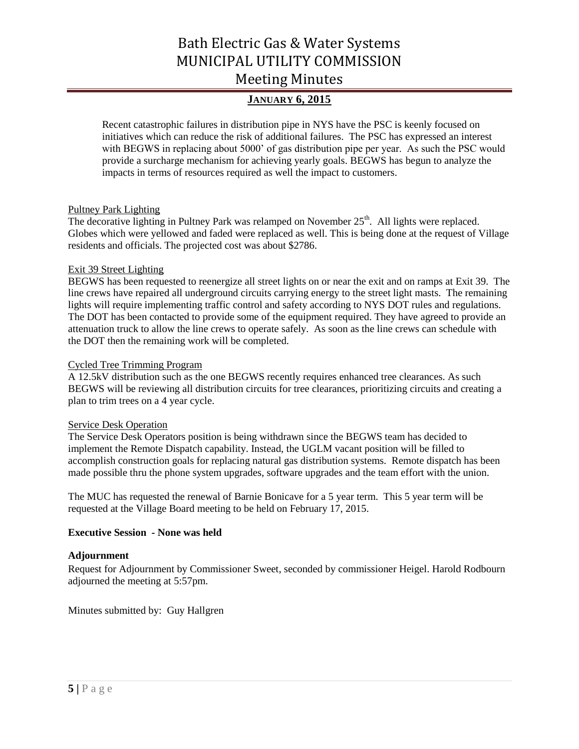# Bath Electric Gas & Water Systems MUNICIPAL UTILITY COMMISSION Meeting Minutes

**JANUARY 6, 2015**

Recent catastrophic failures in distribution pipe in NYS have the PSC is keenly focused on initiatives which can reduce the risk of additional failures. The PSC has expressed an interest with BEGWS in replacing about 5000' of gas distribution pipe per year. As such the PSC would provide a surcharge mechanism for achieving yearly goals. BEGWS has begun to analyze the impacts in terms of resources required as well the impact to customers.

Pultney Park Lighting

The decorative lighting in Pultney Park was relamped on November 25th. All lights were replaced. Globes which were yellowed and faded were replaced as well. This is being done at the request of Village residents and officials. The projected cost was about $2786.

Exit 39 Street Lighting

BEGWS has been requested to reenergize all street lights on or near the exit and on ramps at Exit 39. The line crews have repaired all underground circuits carrying energy to the street light masts. The remaining lights will require implementing traffic control and safety according to NYS DOT rules and regulations. The DOT has been contacted to provide some of the equipment required. They have agreed to provide an attenuation truck to allow the line crews to operate safely. As soon as the line crews can schedule with the DOT then the remaining work will be completed.

Cycled Tree Trimming Program

A 12.5kV distribution such as the one BEGWS recently requires enhanced tree clearances. As such BEGWS will be reviewing all distribution circuits for tree clearances, prioritizing circuits and creating a plan to trim trees on a 4 year cycle.

Service Desk Operation

The Service Desk Operators position is being withdrawn since the BEGWS team has decided to implement the Remote Dispatch capability. Instead, the UGLM vacant position will be filled to accomplish construction goals for replacing natural gas distribution systems. Remote dispatch has been made possible thru the phone system upgrades, software upgrades and the team effort with the union.

The MUC has requested the renewal of Barnie Bonicave for a 5 year term. This 5 year term will be requested at the Village Board meeting to be held on February 17, 2015.

**Executive Session - None was held**

**Adjournment**

Request for Adjournment by Commissioner Sweet, seconded by commissioner Heigel. Harold Rodbourn adjourned the meeting at 5:57pm.

Minutes submitted by: Guy Hallgren